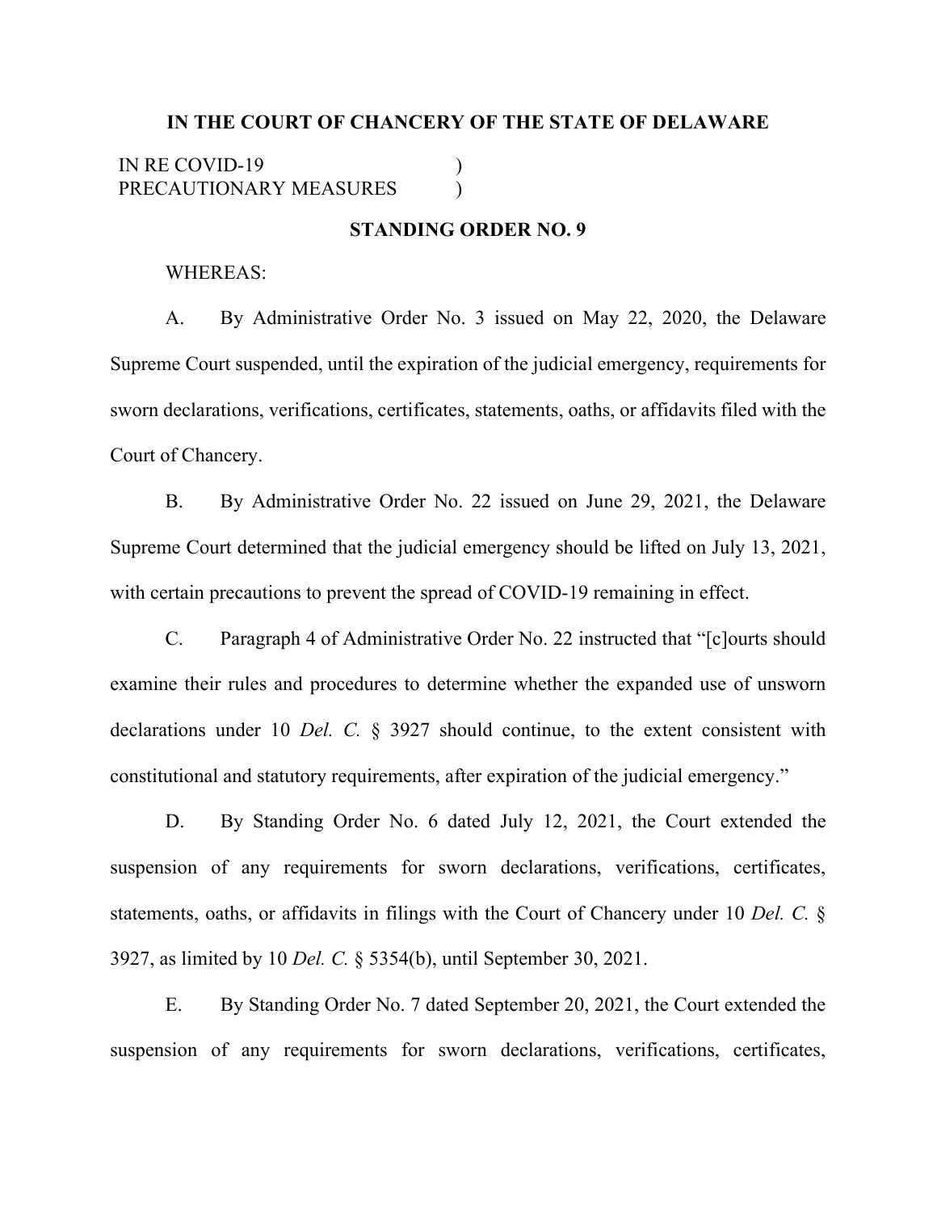**IN THE COURT OF CHANCERY OF THE STATE OF DELAWARE**

IN RE COVID-19 )
PRECAUTIONARY MEASURES )

**STANDING ORDER NO. 9**

WHEREAS:

A. By Administrative Order No. 3 issued on May 22, 2020, the Delaware Supreme Court suspended, until the expiration of the judicial emergency, requirements for sworn declarations, verifications, certificates, statements, oaths, or affidavits filed with the Court of Chancery.

B. By Administrative Order No. 22 issued on June 29, 2021, the Delaware Supreme Court determined that the judicial emergency should be lifted on July 13, 2021, with certain precautions to prevent the spread of COVID-19 remaining in effect.

C. Paragraph 4 of Administrative Order No. 22 instructed that "[c]ourts should examine their rules and procedures to determine whether the expanded use of unsworn declarations under 10 *Del. C.* § 3927 should continue, to the extent consistent with constitutional and statutory requirements, after expiration of the judicial emergency."

D. By Standing Order No. 6 dated July 12, 2021, the Court extended the suspension of any requirements for sworn declarations, verifications, certificates, statements, oaths, or affidavits in filings with the Court of Chancery under 10 *Del. C.* § 3927, as limited by 10 *Del. C.* § 5354(b), until September 30, 2021.

E. By Standing Order No. 7 dated September 20, 2021, the Court extended the suspension of any requirements for sworn declarations, verifications, certificates,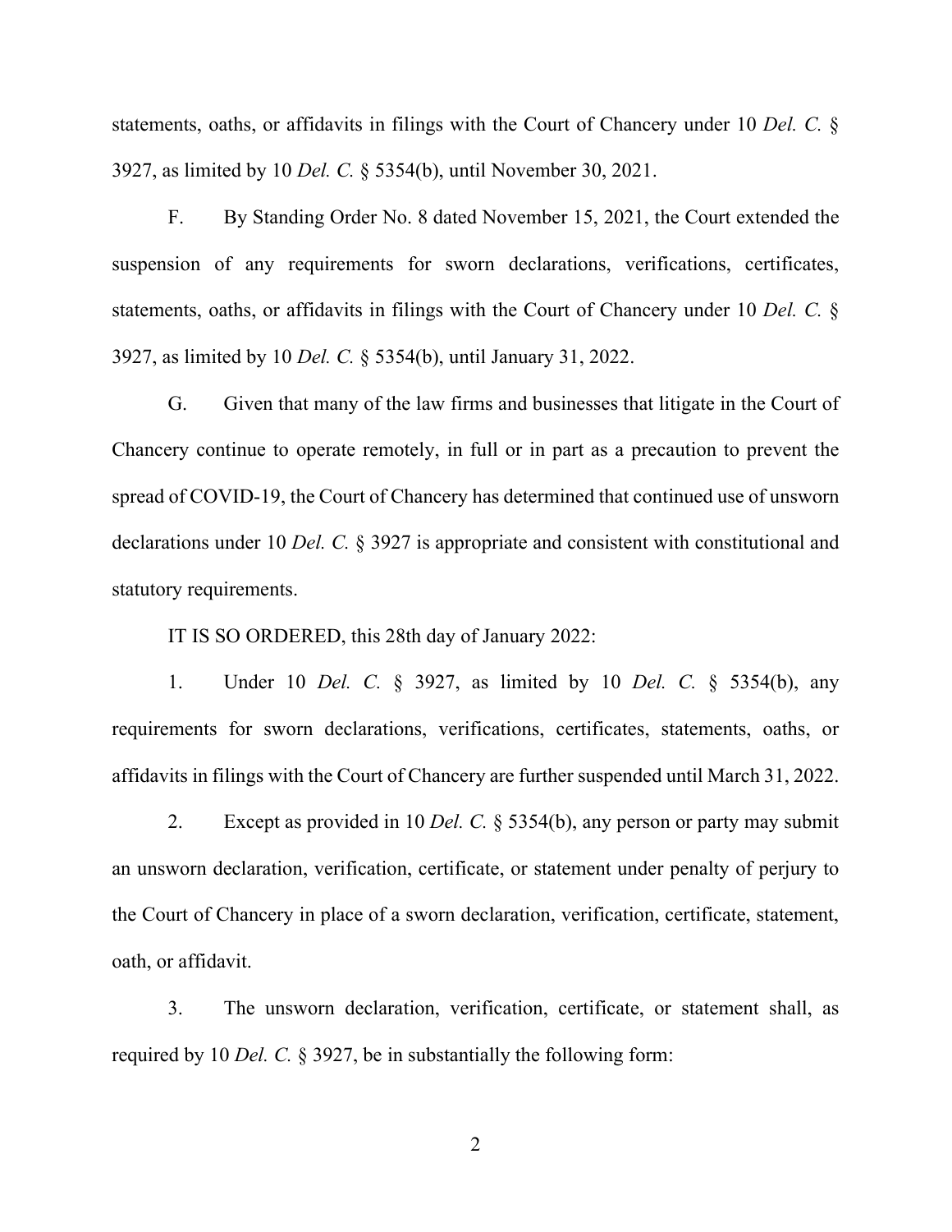statements, oaths, or affidavits in filings with the Court of Chancery under 10 *Del. C.* § 3927, as limited by 10 *Del. C.* § 5354(b), until November 30, 2021.

F. By Standing Order No. 8 dated November 15, 2021, the Court extended the suspension of any requirements for sworn declarations, verifications, certificates, statements, oaths, or affidavits in filings with the Court of Chancery under 10 *Del. C.* § 3927, as limited by 10 *Del. C.* § 5354(b), until January 31, 2022.

G. Given that many of the law firms and businesses that litigate in the Court of Chancery continue to operate remotely, in full or in part as a precaution to prevent the spread of COVID-19, the Court of Chancery has determined that continued use of unsworn declarations under 10 *Del. C.* § 3927 is appropriate and consistent with constitutional and statutory requirements.

IT IS SO ORDERED, this 28th day of January 2022:

1. Under 10 *Del. C.* § 3927, as limited by 10 *Del. C.* § 5354(b), any requirements for sworn declarations, verifications, certificates, statements, oaths, or affidavits in filings with the Court of Chancery are further suspended until March 31, 2022.

2. Except as provided in 10 *Del. C.* § 5354(b), any person or party may submit an unsworn declaration, verification, certificate, or statement under penalty of perjury to the Court of Chancery in place of a sworn declaration, verification, certificate, statement, oath, or affidavit.

3. The unsworn declaration, verification, certificate, or statement shall, as required by 10 *Del. C.* § 3927, be in substantially the following form: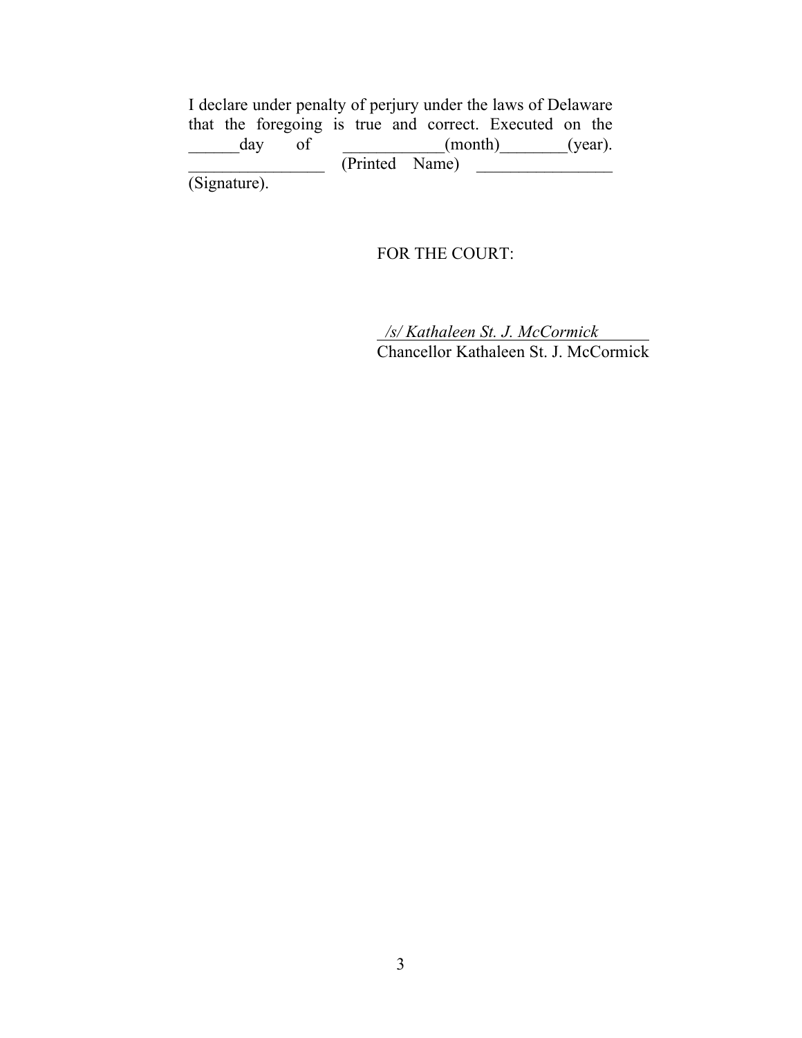I declare under penalty of perjury under the laws of Delaware that the foregoing is true and correct. Executed on the ______day of ____________(month)________(year). ________________ (Printed Name) ________________ (Signature).

FOR THE COURT:

*/s/ Kathaleen St. J. McCormick*
Chancellor Kathaleen St. J. McCormick